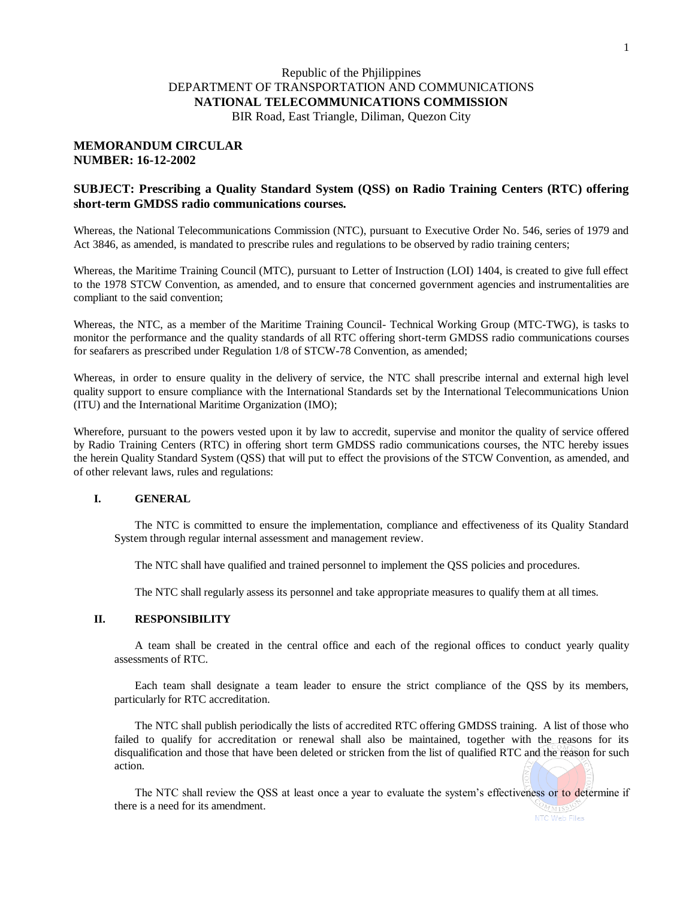Republic of the Phjilippines
DEPARTMENT OF TRANSPORTATION AND COMMUNICATIONS
**NATIONAL TELECOMMUNICATIONS COMMISSION**
BIR Road, East Triangle, Diliman, Quezon City

**MEMORANDUM CIRCULAR**
**NUMBER: 16-12-2002**

**SUBJECT: Prescribing a Quality Standard System (QSS) on Radio Training Centers (RTC) offering short-term GMDSS radio communications courses.**

Whereas, the National Telecommunications Commission (NTC), pursuant to Executive Order No. 546, series of 1979 and Act 3846, as amended, is mandated to prescribe rules and regulations to be observed by radio training centers;

Whereas, the Maritime Training Council (MTC), pursuant to Letter of Instruction (LOI) 1404, is created to give full effect to the 1978 STCW Convention, as amended, and to ensure that concerned government agencies and instrumentalities are compliant to the said convention;

Whereas, the NTC, as a member of the Maritime Training Council- Technical Working Group (MTC-TWG), is tasks to monitor the performance and the quality standards of all RTC offering short-term GMDSS radio communications courses for seafarers as prescribed under Regulation 1/8 of STCW-78 Convention, as amended;

Whereas, in order to ensure quality in the delivery of service, the NTC shall prescribe internal and external high level quality support to ensure compliance with the International Standards set by the International Telecommunications Union (ITU) and the International Maritime Organization (IMO);

Wherefore, pursuant to the powers vested upon it by law to accredit, supervise and monitor the quality of service offered by Radio Training Centers (RTC) in offering short term GMDSS radio communications courses, the NTC hereby issues the herein Quality Standard System (QSS) that will put to effect the provisions of the STCW Convention, as amended, and of other relevant laws, rules and regulations:

## I. GENERAL

The NTC is committed to ensure the implementation, compliance and effectiveness of its Quality Standard System through regular internal assessment and management review.

The NTC shall have qualified and trained personnel to implement the QSS policies and procedures.

The NTC shall regularly assess its personnel and take appropriate measures to qualify them at all times.

## II. RESPONSIBILITY

A team shall be created in the central office and each of the regional offices to conduct yearly quality assessments of RTC.

Each team shall designate a team leader to ensure the strict compliance of the QSS by its members, particularly for RTC accreditation.

The NTC shall publish periodically the lists of accredited RTC offering GMDSS training. A list of those who failed to qualify for accreditation or renewal shall also be maintained, together with the reasons for its disqualification and those that have been deleted or stricken from the list of qualified RTC and the reason for such action.

The NTC shall review the QSS at least once a year to evaluate the system's effectiveness or to determine if there is a need for its amendment.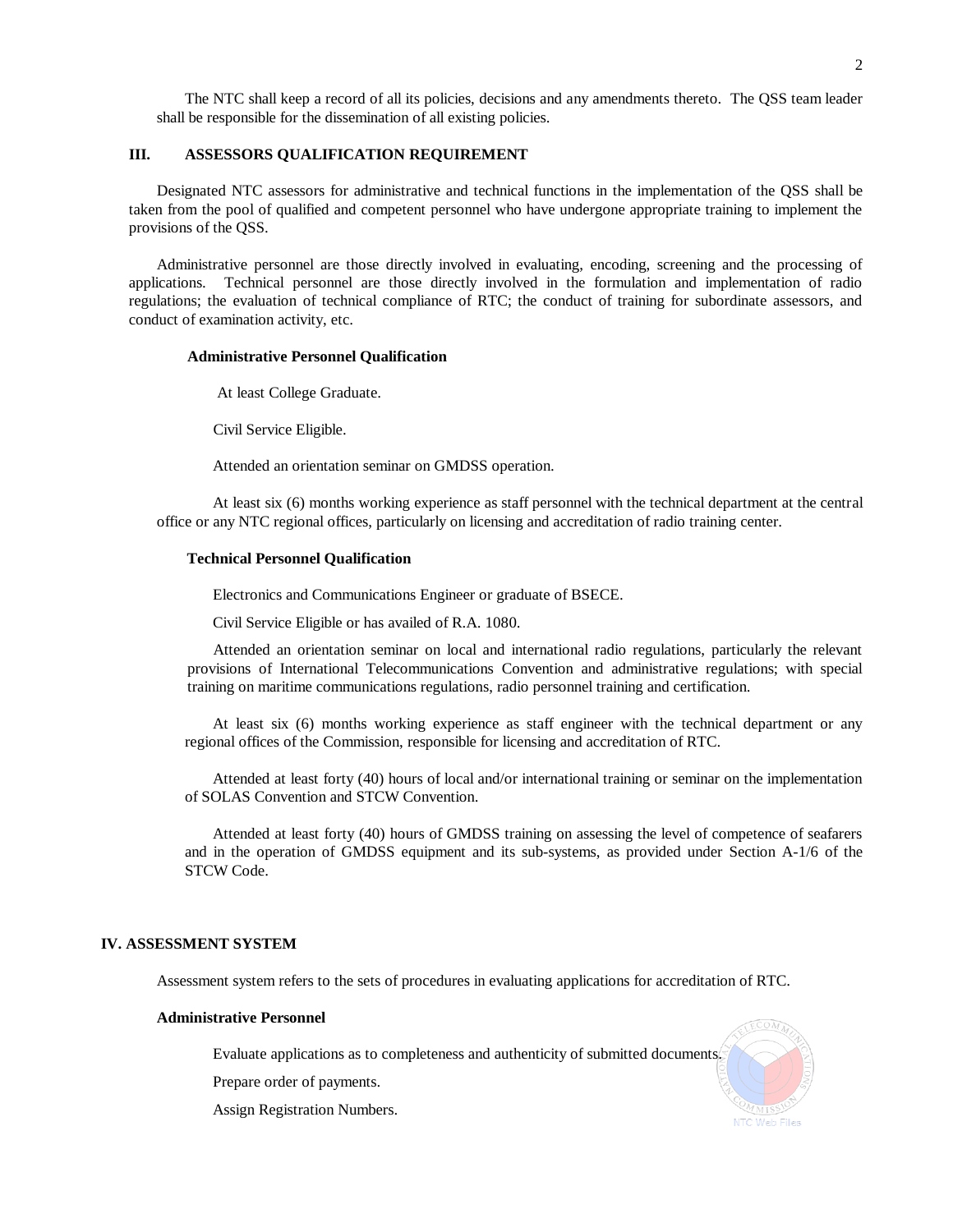The NTC shall keep a record of all its policies, decisions and any amendments thereto. The QSS team leader shall be responsible for the dissemination of all existing policies.

## III. ASSESSORS QUALIFICATION REQUIREMENT

Designated NTC assessors for administrative and technical functions in the implementation of the QSS shall be taken from the pool of qualified and competent personnel who have undergone appropriate training to implement the provisions of the QSS.

Administrative personnel are those directly involved in evaluating, encoding, screening and the processing of applications. Technical personnel are those directly involved in the formulation and implementation of radio regulations; the evaluation of technical compliance of RTC; the conduct of training for subordinate assessors, and conduct of examination activity, etc.

### Administrative Personnel Qualification

At least College Graduate.

Civil Service Eligible.

Attended an orientation seminar on GMDSS operation.

At least six (6) months working experience as staff personnel with the technical department at the central office or any NTC regional offices, particularly on licensing and accreditation of radio training center.

### Technical Personnel Qualification

Electronics and Communications Engineer or graduate of BSECE.

Civil Service Eligible or has availed of R.A. 1080.

Attended an orientation seminar on local and international radio regulations, particularly the relevant provisions of International Telecommunications Convention and administrative regulations; with special training on maritime communications regulations, radio personnel training and certification.

At least six (6) months working experience as staff engineer with the technical department or any regional offices of the Commission, responsible for licensing and accreditation of RTC.

Attended at least forty (40) hours of local and/or international training or seminar on the implementation of SOLAS Convention and STCW Convention.

Attended at least forty (40) hours of GMDSS training on assessing the level of competence of seafarers and in the operation of GMDSS equipment and its sub-systems, as provided under Section A-1/6 of the STCW Code.

## IV. ASSESSMENT SYSTEM

Assessment system refers to the sets of procedures in evaluating applications for accreditation of RTC.

### Administrative Personnel

Evaluate applications as to completeness and authenticity of submitted documents.

Prepare order of payments.

Assign Registration Numbers.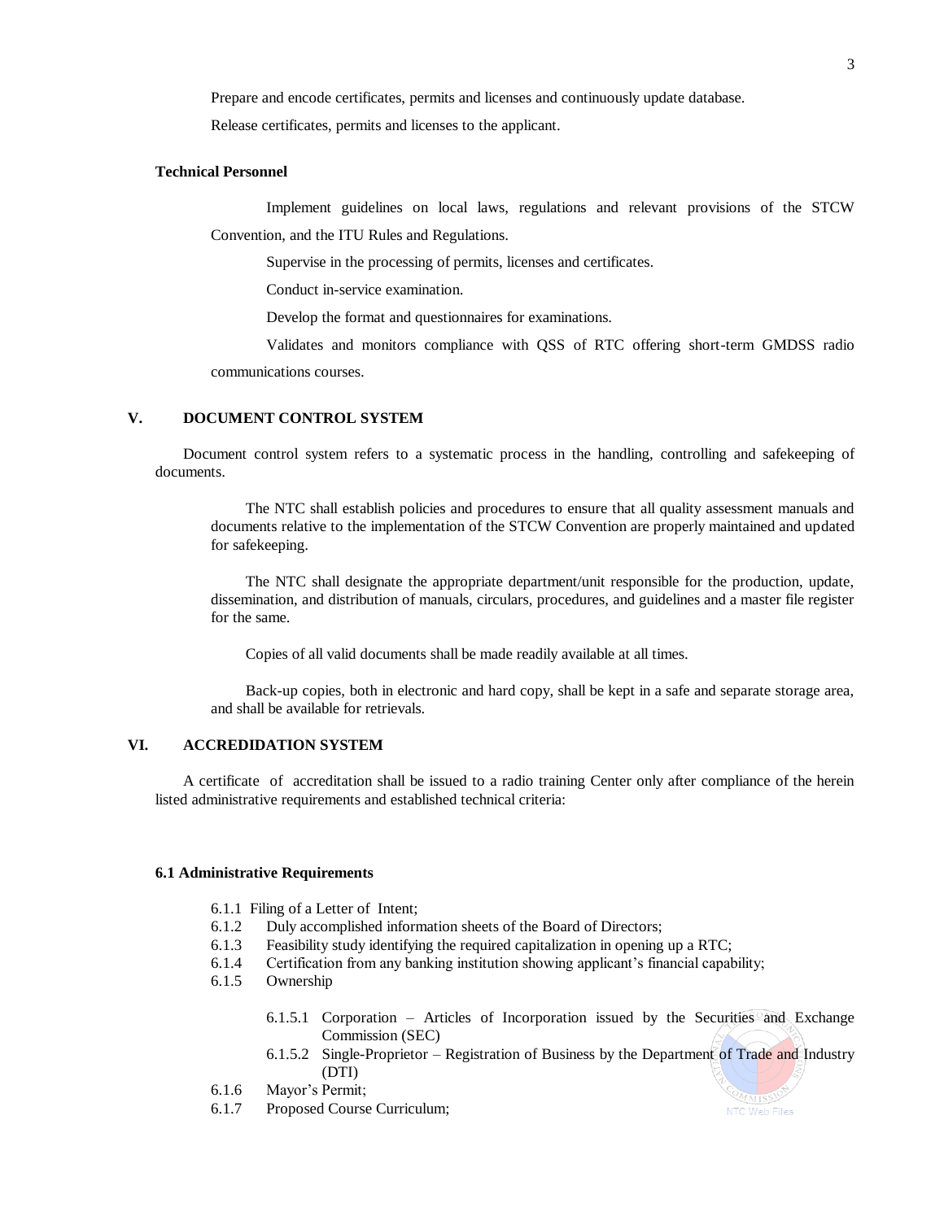Prepare and encode certificates, permits and licenses and continuously update database.

Release certificates, permits and licenses to the applicant.

**Technical Personnel**

Implement guidelines on local laws, regulations and relevant provisions of the STCW Convention, and the ITU Rules and Regulations.

Supervise in the processing of permits, licenses and certificates.

Conduct in-service examination.

Develop the format and questionnaires for examinations.

Validates and monitors compliance with QSS of RTC offering short-term GMDSS radio communications courses.

## V. DOCUMENT CONTROL SYSTEM

Document control system refers to a systematic process in the handling, controlling and safekeeping of documents.

The NTC shall establish policies and procedures to ensure that all quality assessment manuals and documents relative to the implementation of the STCW Convention are properly maintained and updated for safekeeping.

The NTC shall designate the appropriate department/unit responsible for the production, update, dissemination, and distribution of manuals, circulars, procedures, and guidelines and a master file register for the same.

Copies of all valid documents shall be made readily available at all times.

Back-up copies, both in electronic and hard copy, shall be kept in a safe and separate storage area, and shall be available for retrievals.

## VI. ACCREDIDATION SYSTEM

A certificate of accreditation shall be issued to a radio training Center only after compliance of the herein listed administrative requirements and established technical criteria:

**6.1 Administrative Requirements**

- 6.1.1 Filing of a Letter of Intent;
- 6.1.2 Duly accomplished information sheets of the Board of Directors;
- 6.1.3 Feasibility study identifying the required capitalization in opening up a RTC;
- 6.1.4 Certification from any banking institution showing applicant's financial capability;
- 6.1.5 Ownership
  - 6.1.5.1 Corporation – Articles of Incorporation issued by the Securities and Exchange Commission (SEC)
  - 6.1.5.2 Single-Proprietor – Registration of Business by the Department of Trade and Industry (DTI)
- 6.1.6 Mayor's Permit;
- 6.1.7 Proposed Course Curriculum;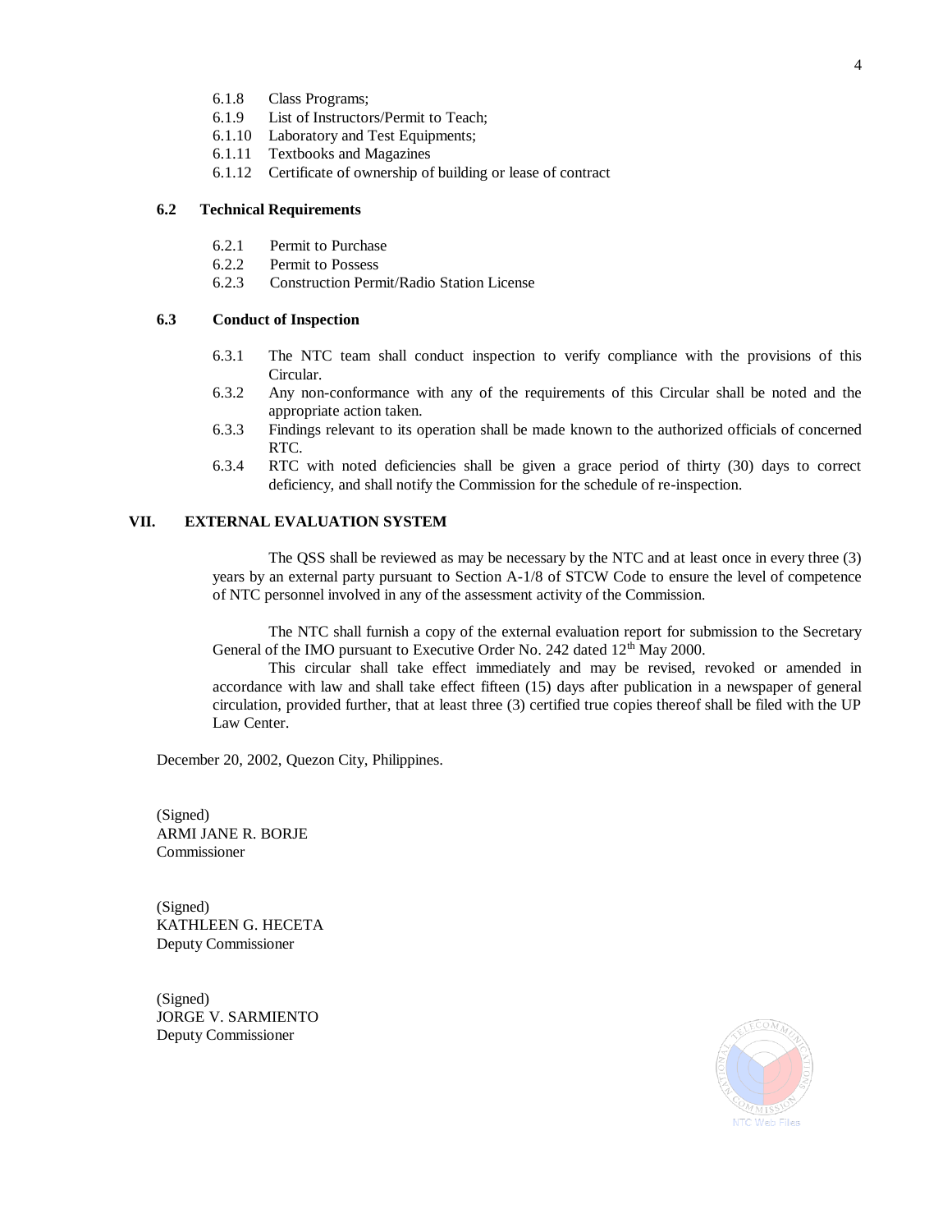6.1.8 Class Programs;
6.1.9 List of Instructors/Permit to Teach;
6.1.10 Laboratory and Test Equipments;
6.1.11 Textbooks and Magazines
6.1.12 Certificate of ownership of building or lease of contract

**6.2 Technical Requirements**

6.2.1 Permit to Purchase
6.2.2 Permit to Possess
6.2.3 Construction Permit/Radio Station License

**6.3 Conduct of Inspection**

6.3.1 The NTC team shall conduct inspection to verify compliance with the provisions of this Circular.
6.3.2 Any non-conformance with any of the requirements of this Circular shall be noted and the appropriate action taken.
6.3.3 Findings relevant to its operation shall be made known to the authorized officials of concerned RTC.
6.3.4 RTC with noted deficiencies shall be given a grace period of thirty (30) days to correct deficiency, and shall notify the Commission for the schedule of re-inspection.

## VII. EXTERNAL EVALUATION SYSTEM

The QSS shall be reviewed as may be necessary by the NTC and at least once in every three (3) years by an external party pursuant to Section A-1/8 of STCW Code to ensure the level of competence of NTC personnel involved in any of the assessment activity of the Commission.

The NTC shall furnish a copy of the external evaluation report for submission to the Secretary General of the IMO pursuant to Executive Order No. 242 dated 12th May 2000.

This circular shall take effect immediately and may be revised, revoked or amended in accordance with law and shall take effect fifteen (15) days after publication in a newspaper of general circulation, provided further, that at least three (3) certified true copies thereof shall be filed with the UP Law Center.

December 20, 2002, Quezon City, Philippines.

(Signed)
ARMI JANE R. BORJE
Commissioner

(Signed)
KATHLEEN G. HECETA
Deputy Commissioner

(Signed)
JORGE V. SARMIENTO
Deputy Commissioner